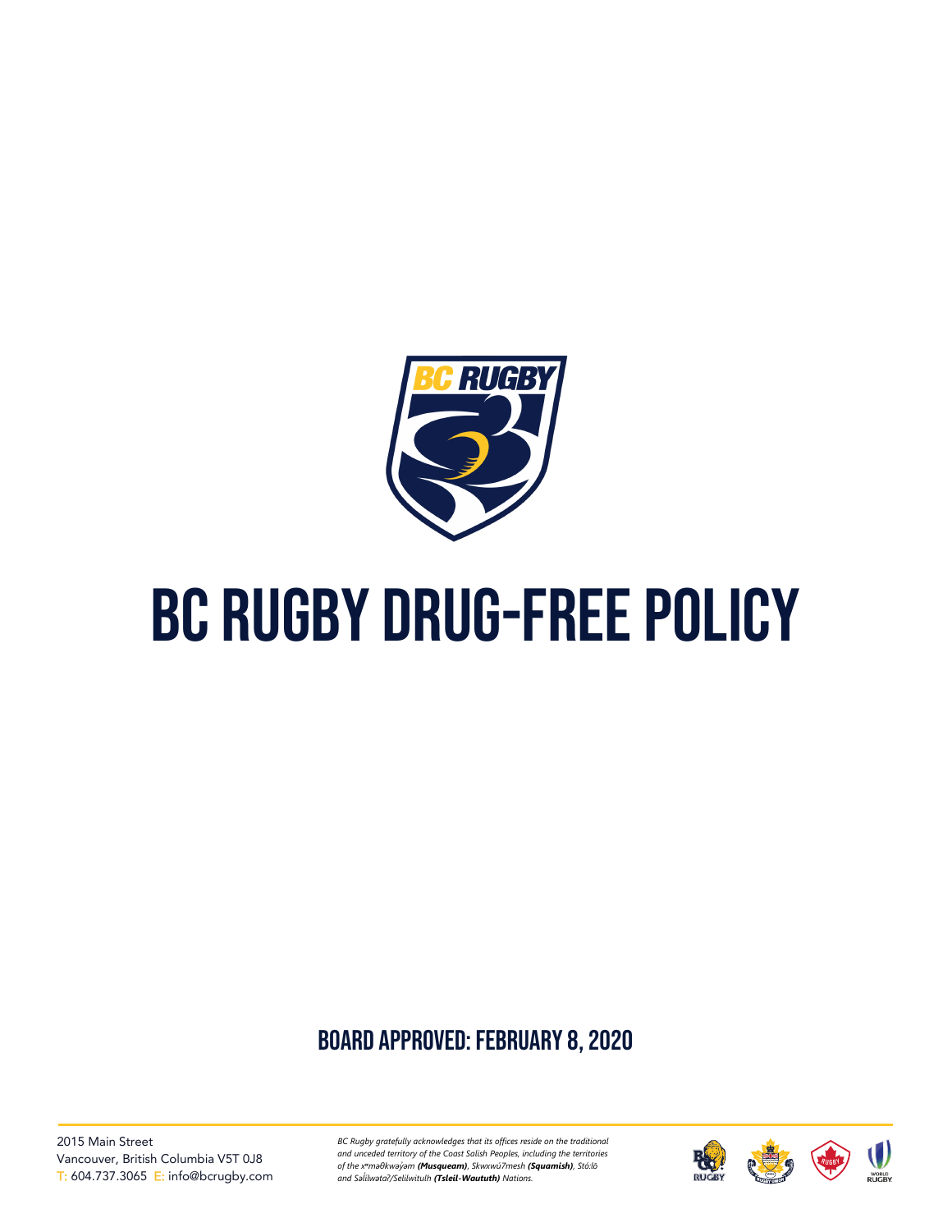# BC RUGBY DRUG-FREE POLICY

## BOARD APPROVED: FEBRUARY 8, 2020

2015 Main Street
Vancouver, British Columbia V5T 0J8
T: 604.737.3065 E: info@bcrugby.com

*BC Rugby gratefully acknowledges that its offices reside on the traditional and unceded territory of the Coast Salish Peoples, including the territories of the xʷməθkwəy̓əm **(Musqueam)**, Skwxwú7mesh **(Squamish)**, Stó:lō and Səl̓ílwətaʔ/Selilwitulh **(Tsleil-Waututh)** Nations.*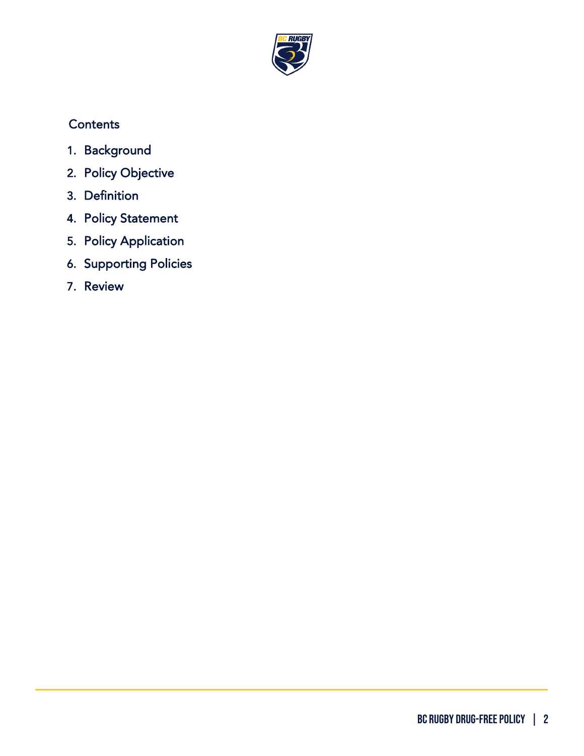## Contents

1. Background
2. Policy Objective
3. Definition
4. Policy Statement
5. Policy Application
6. Supporting Policies
7. Review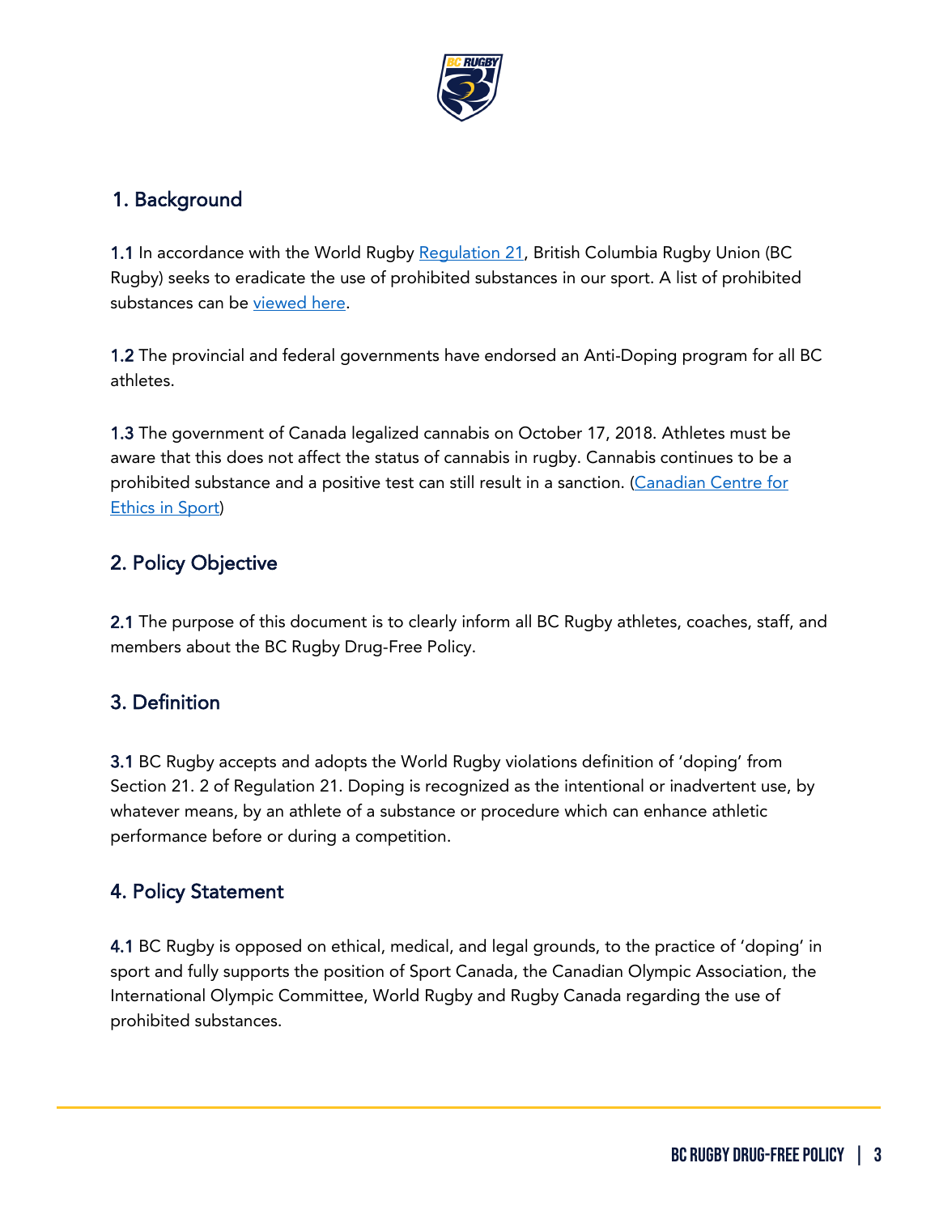## 1. Background

**1.1** In accordance with the World Rugby [Regulation 21](), British Columbia Rugby Union (BC Rugby) seeks to eradicate the use of prohibited substances in our sport. A list of prohibited substances can be [viewed here]().

**1.2** The provincial and federal governments have endorsed an Anti-Doping program for all BC athletes.

**1.3** The government of Canada legalized cannabis on October 17, 2018. Athletes must be aware that this does not affect the status of cannabis in rugby. Cannabis continues to be a prohibited substance and a positive test can still result in a sanction. ([Canadian Centre for Ethics in Sport]())

## 2. Policy Objective

**2.1** The purpose of this document is to clearly inform all BC Rugby athletes, coaches, staff, and members about the BC Rugby Drug-Free Policy.

## 3. Definition

**3.1** BC Rugby accepts and adopts the World Rugby violations definition of 'doping' from Section 21. 2 of Regulation 21. Doping is recognized as the intentional or inadvertent use, by whatever means, by an athlete of a substance or procedure which can enhance athletic performance before or during a competition.

## 4. Policy Statement

**4.1** BC Rugby is opposed on ethical, medical, and legal grounds, to the practice of 'doping' in sport and fully supports the position of Sport Canada, the Canadian Olympic Association, the International Olympic Committee, World Rugby and Rugby Canada regarding the use of prohibited substances.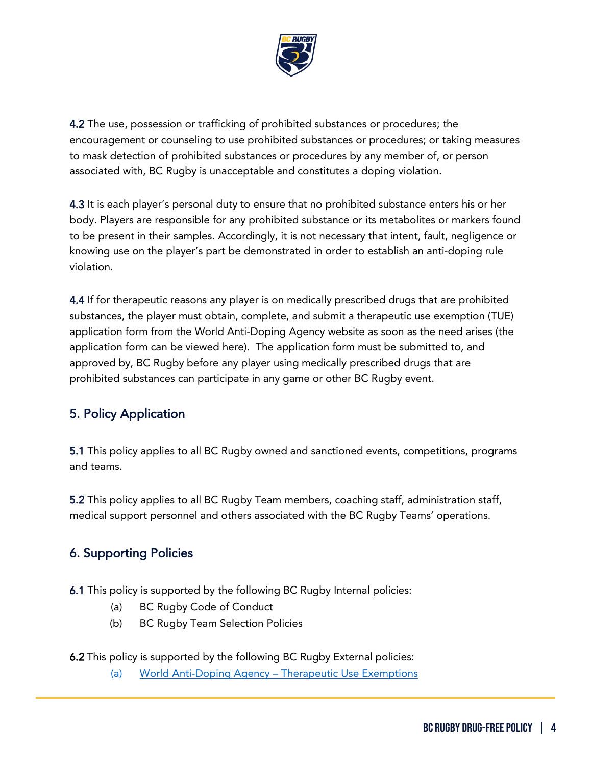**4.2** The use, possession or trafficking of prohibited substances or procedures; the encouragement or counseling to use prohibited substances or procedures; or taking measures to mask detection of prohibited substances or procedures by any member of, or person associated with, BC Rugby is unacceptable and constitutes a doping violation.

**4.3** It is each player's personal duty to ensure that no prohibited substance enters his or her body. Players are responsible for any prohibited substance or its metabolites or markers found to be present in their samples. Accordingly, it is not necessary that intent, fault, negligence or knowing use on the player's part be demonstrated in order to establish an anti-doping rule violation.

**4.4** If for therapeutic reasons any player is on medically prescribed drugs that are prohibited substances, the player must obtain, complete, and submit a therapeutic use exemption (TUE) application form from the World Anti-Doping Agency website as soon as the need arises (the application form can be viewed here). The application form must be submitted to, and approved by, BC Rugby before any player using medically prescribed drugs that are prohibited substances can participate in any game or other BC Rugby event.

## 5. Policy Application

**5.1** This policy applies to all BC Rugby owned and sanctioned events, competitions, programs and teams.

**5.2** This policy applies to all BC Rugby Team members, coaching staff, administration staff, medical support personnel and others associated with the BC Rugby Teams' operations.

## 6. Supporting Policies

**6.1** This policy is supported by the following BC Rugby Internal policies:

(a) BC Rugby Code of Conduct

(b) BC Rugby Team Selection Policies

**6.2** This policy is supported by the following BC Rugby External policies:

(a) World Anti-Doping Agency – Therapeutic Use Exemptions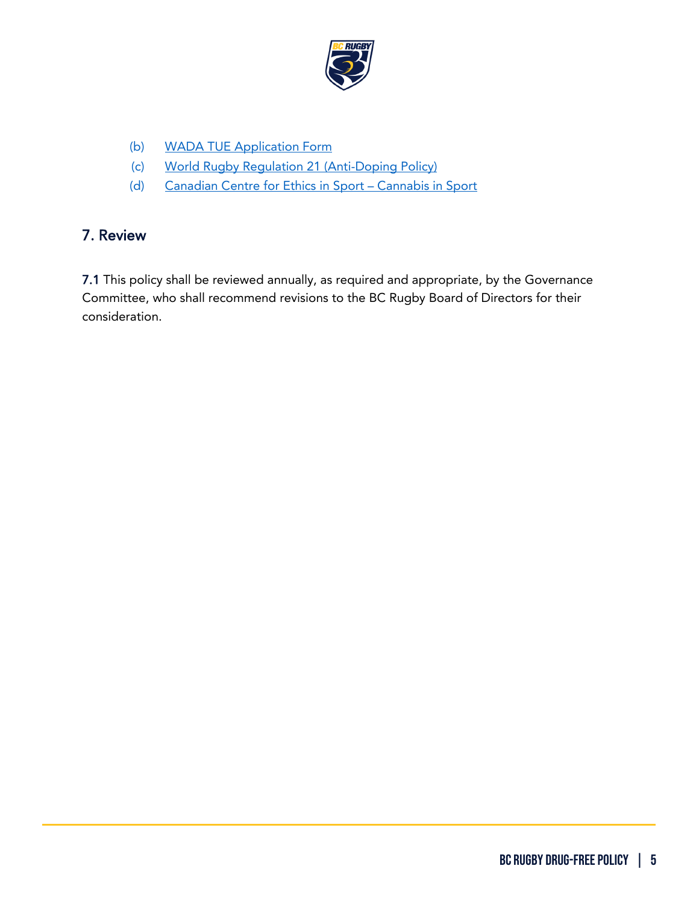(b) WADA TUE Application Form

(c) World Rugby Regulation 21 (Anti-Doping Policy)

(d) Canadian Centre for Ethics in Sport – Cannabis in Sport

## 7. Review

**7.1** This policy shall be reviewed annually, as required and appropriate, by the Governance Committee, who shall recommend revisions to the BC Rugby Board of Directors for their consideration.